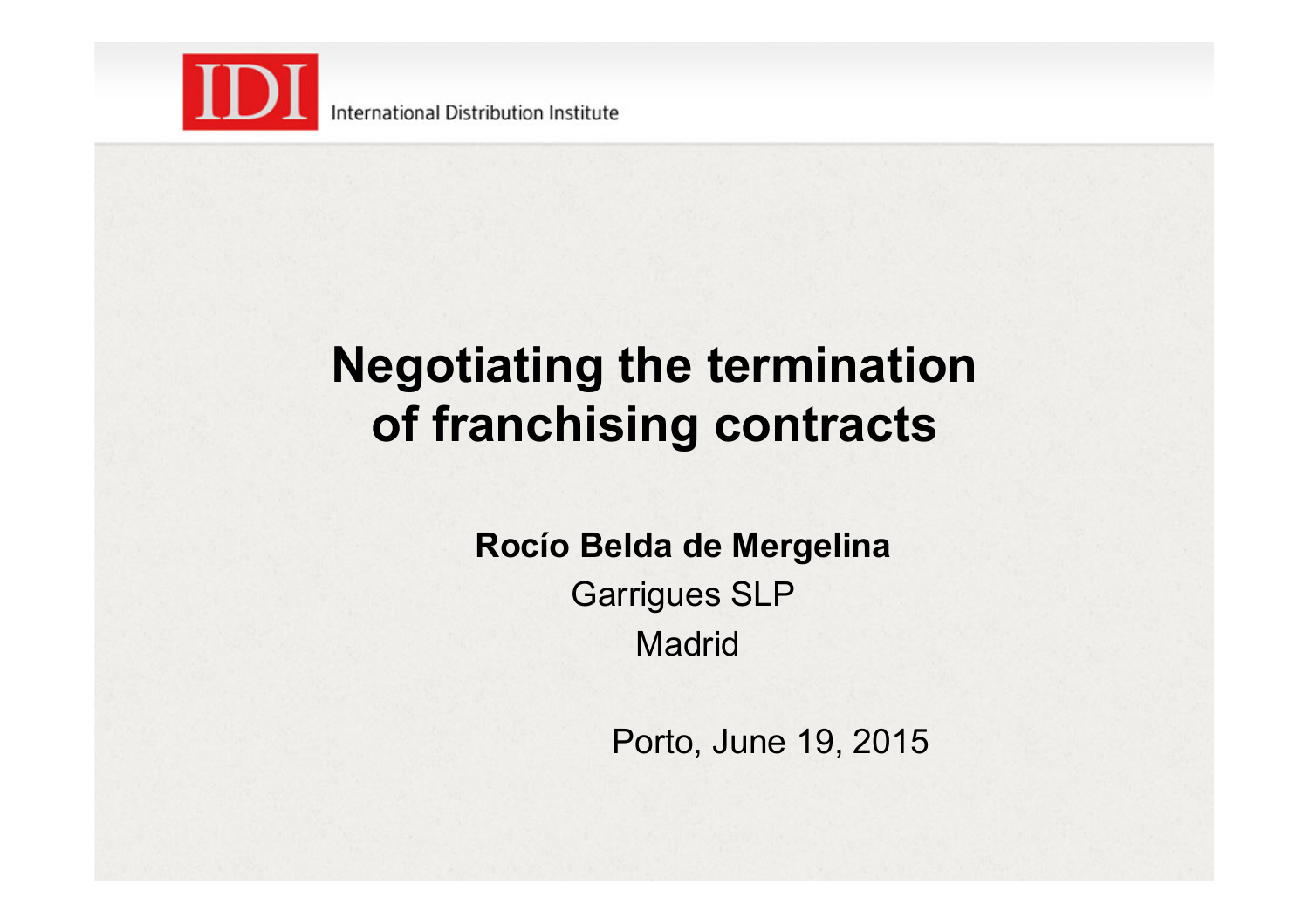IDI International Distribution Institute

# Negotiating the termination of franchising contracts

**Rocío Belda de Mergelina**

Garrigues SLP

Madrid

Porto, June 19, 2015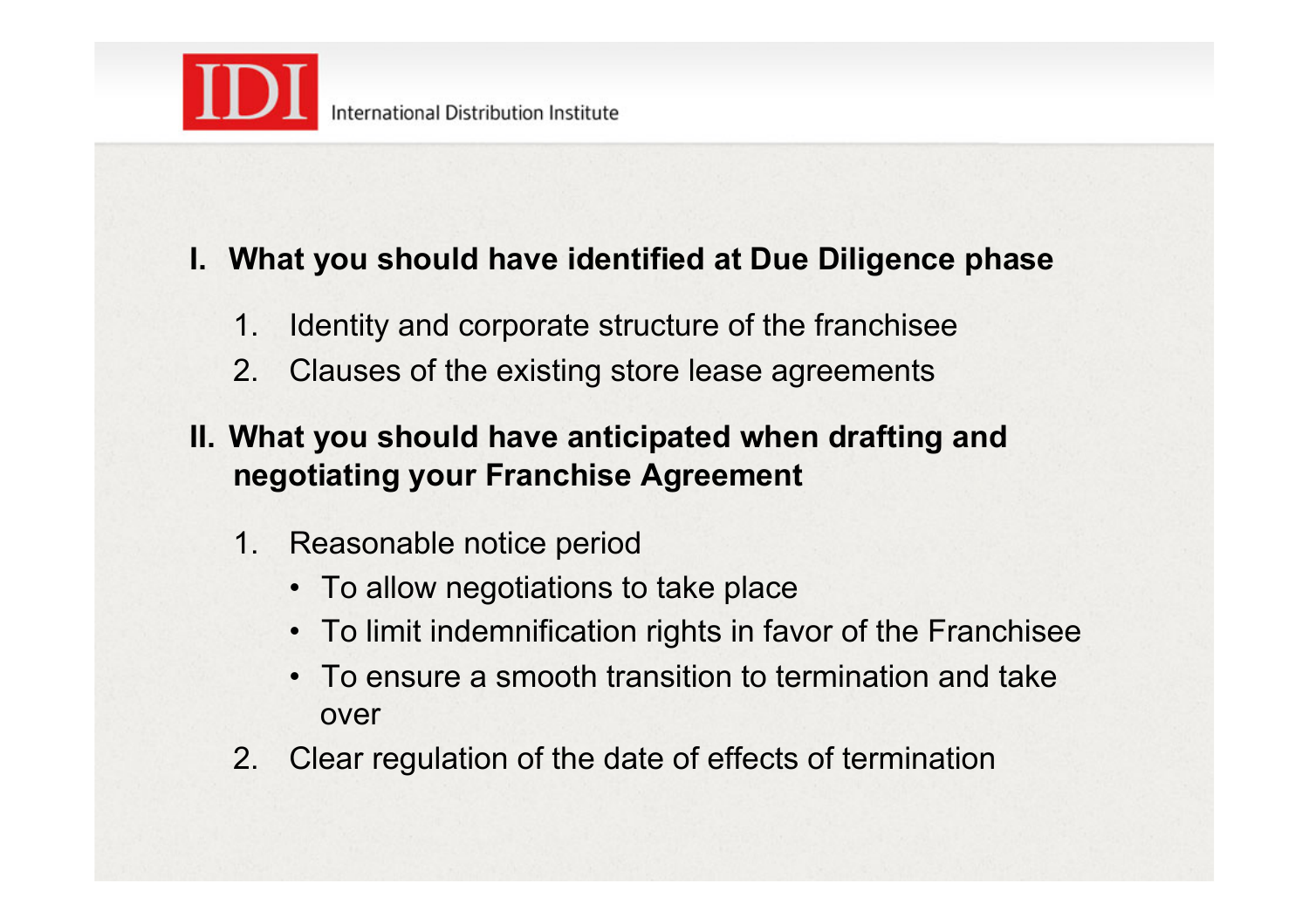## I. What you should have identified at Due Diligence phase

1. Identity and corporate structure of the franchisee
2. Clauses of the existing store lease agreements

## II. What you should have anticipated when drafting and negotiating your Franchise Agreement

1. Reasonable notice period
   - To allow negotiations to take place
   - To limit indemnification rights in favor of the Franchisee
   - To ensure a smooth transition to termination and take over
2. Clear regulation of the date of effects of termination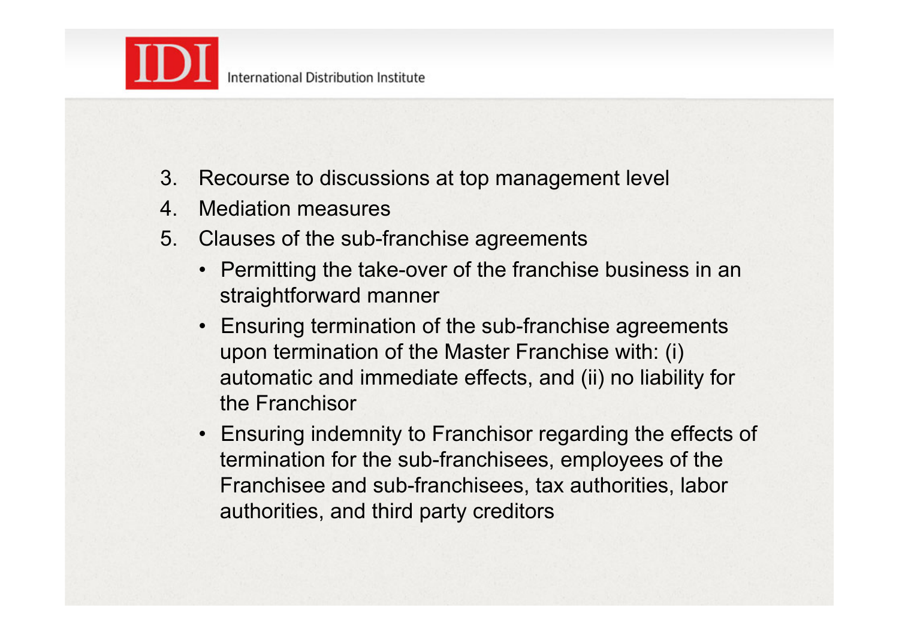3. Recourse to discussions at top management level
4. Mediation measures
5. Clauses of the sub-franchise agreements
   - Permitting the take-over of the franchise business in an straightforward manner
   - Ensuring termination of the sub-franchise agreements upon termination of the Master Franchise with: (i) automatic and immediate effects, and (ii) no liability for the Franchisor
   - Ensuring indemnity to Franchisor regarding the effects of termination for the sub-franchisees, employees of the Franchisee and sub-franchisees, tax authorities, labor authorities, and third party creditors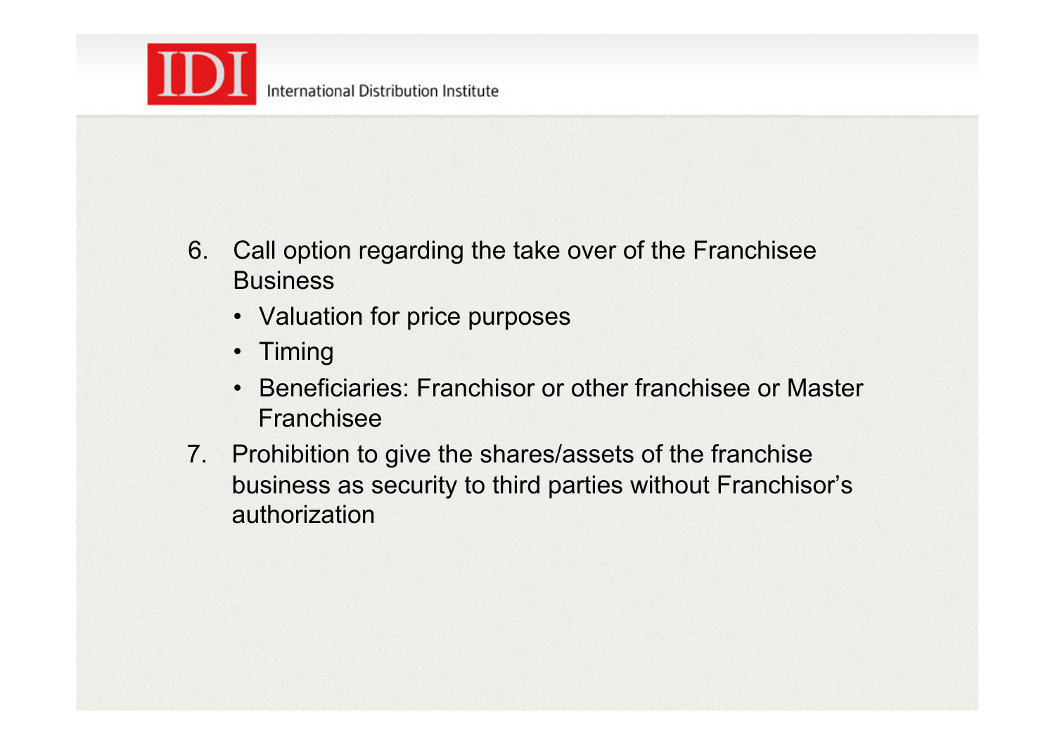6. Call option regarding the take over of the Franchisee Business
   - Valuation for price purposes
   - Timing
   - Beneficiaries: Franchisor or other franchisee or Master Franchisee
7. Prohibition to give the shares/assets of the franchise business as security to third parties without Franchisor's authorization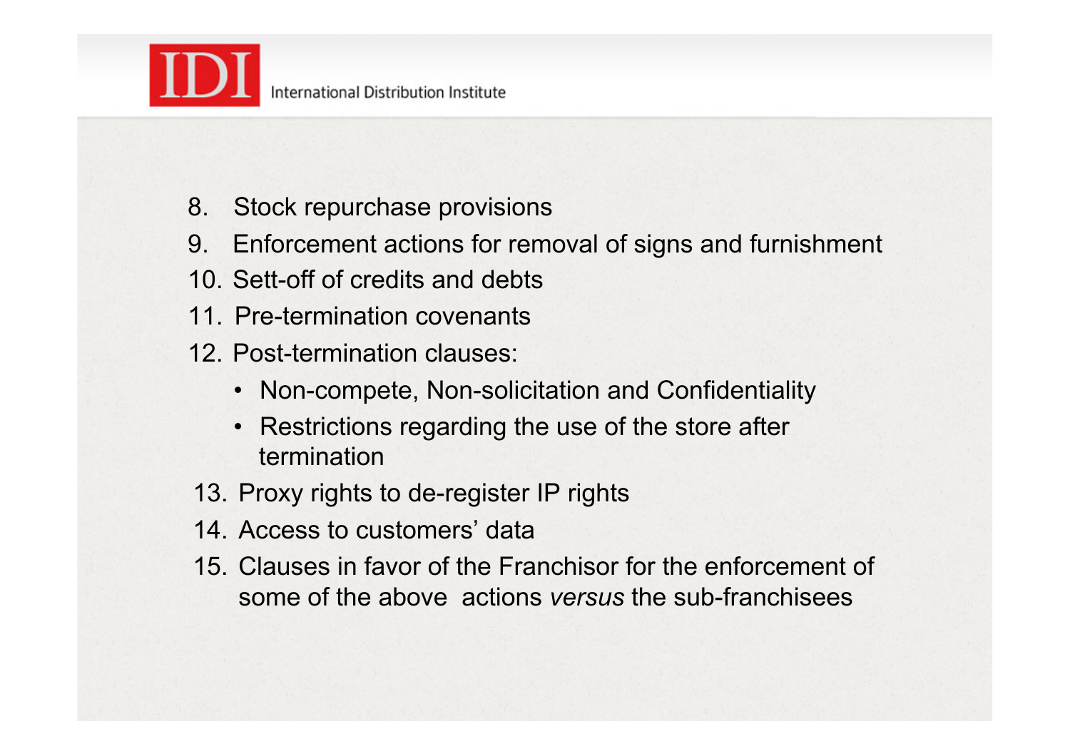8. Stock repurchase provisions
9. Enforcement actions for removal of signs and furnishment
10. Sett-off of credits and debts
11. Pre-termination covenants
12. Post-termination clauses:
    - Non-compete, Non-solicitation and Confidentiality
    - Restrictions regarding the use of the store after termination
13. Proxy rights to de-register IP rights
14. Access to customers' data
15. Clauses in favor of the Franchisor for the enforcement of some of the above actions *versus* the sub-franchisees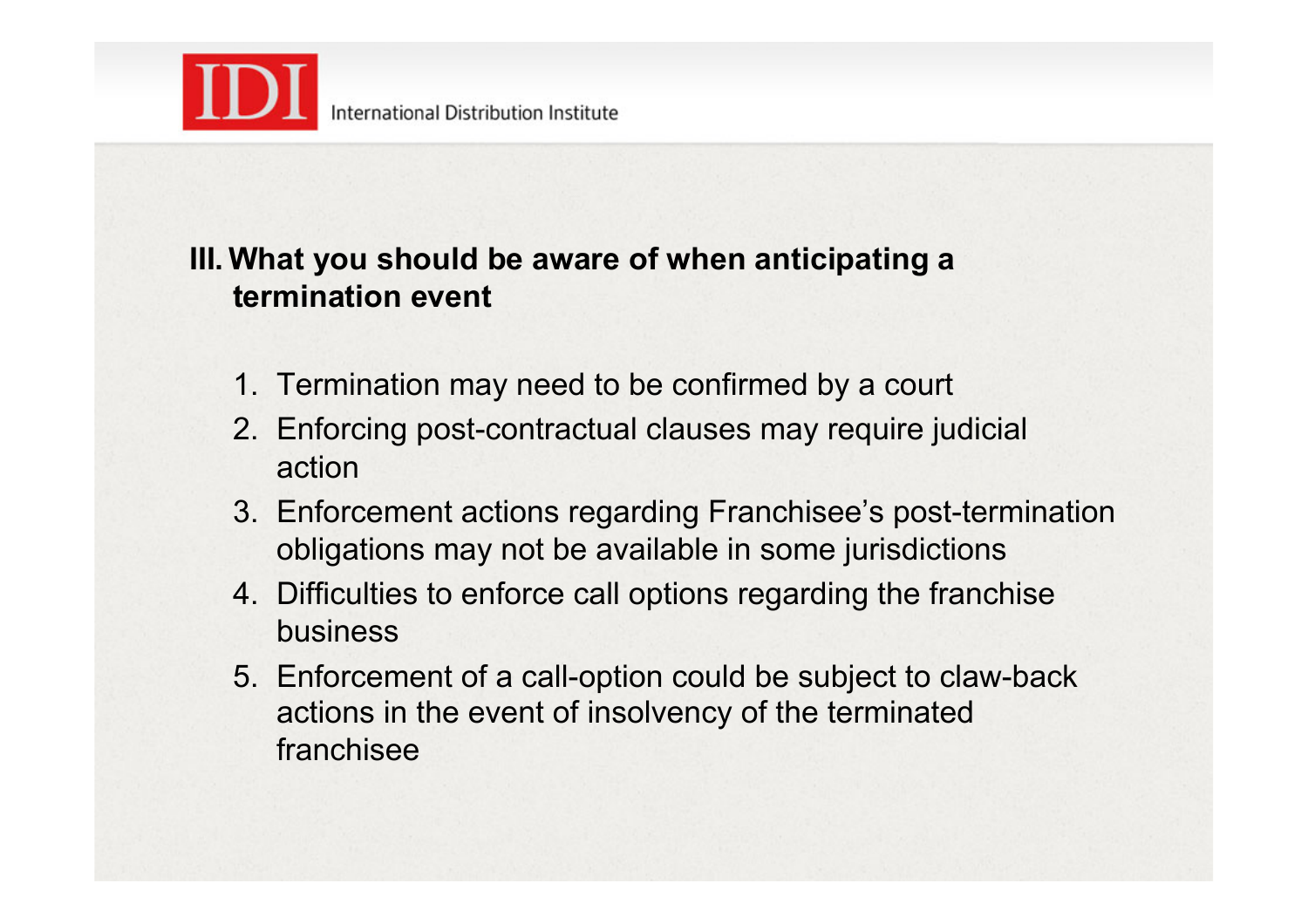## III. What you should be aware of when anticipating a termination event

1. Termination may need to be confirmed by a court
2. Enforcing post-contractual clauses may require judicial action
3. Enforcement actions regarding Franchisee's post-termination obligations may not be available in some jurisdictions
4. Difficulties to enforce call options regarding the franchise business
5. Enforcement of a call-option could be subject to claw-back actions in the event of insolvency of the terminated franchisee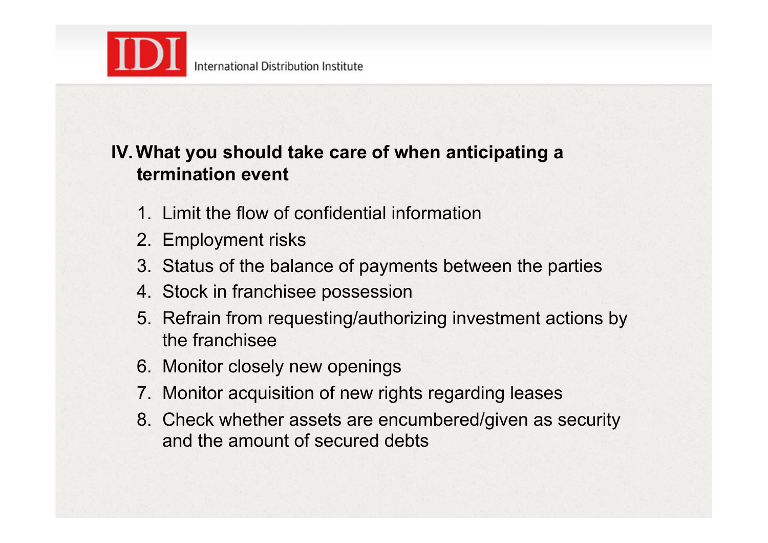## IV. What you should take care of when anticipating a termination event

1. Limit the flow of confidential information
2. Employment risks
3. Status of the balance of payments between the parties
4. Stock in franchisee possession
5. Refrain from requesting/authorizing investment actions by the franchisee
6. Monitor closely new openings
7. Monitor acquisition of new rights regarding leases
8. Check whether assets are encumbered/given as security and the amount of secured debts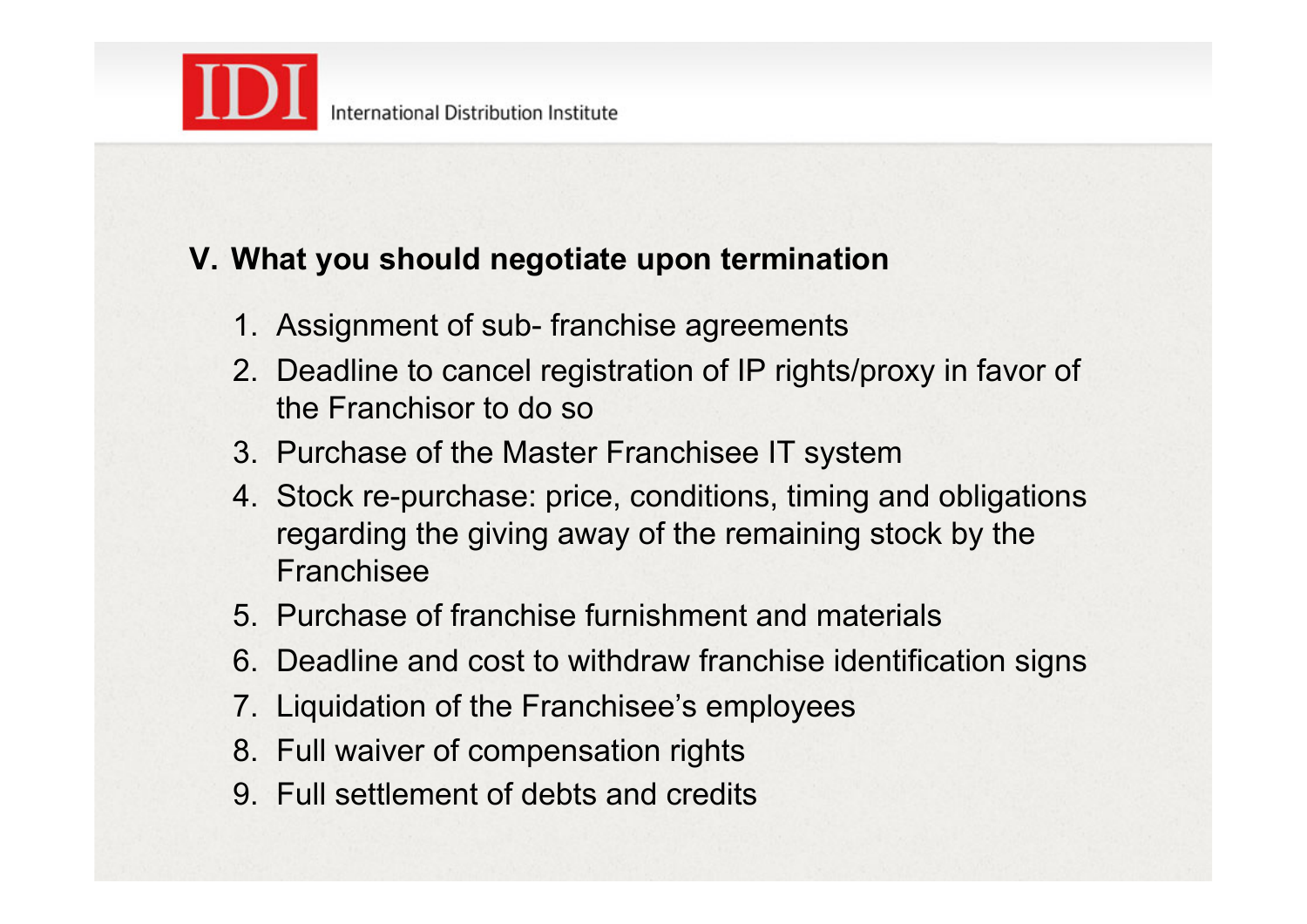## V. What you should negotiate upon termination

1. Assignment of sub- franchise agreements
2. Deadline to cancel registration of IP rights/proxy in favor of the Franchisor to do so
3. Purchase of the Master Franchisee IT system
4. Stock re-purchase: price, conditions, timing and obligations regarding the giving away of the remaining stock by the Franchisee
5. Purchase of franchise furnishment and materials
6. Deadline and cost to withdraw franchise identification signs
7. Liquidation of the Franchisee's employees
8. Full waiver of compensation rights
9. Full settlement of debts and credits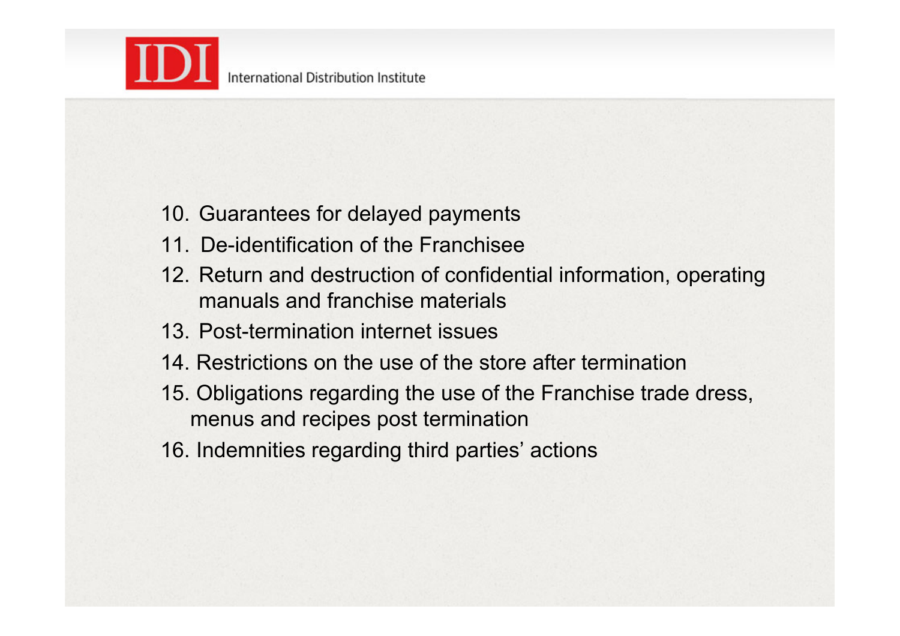10. Guarantees for delayed payments
11. De-identification of the Franchisee
12. Return and destruction of confidential information, operating manuals and franchise materials
13. Post-termination internet issues
14. Restrictions on the use of the store after termination
15. Obligations regarding the use of the Franchise trade dress, menus and recipes post termination
16. Indemnities regarding third parties' actions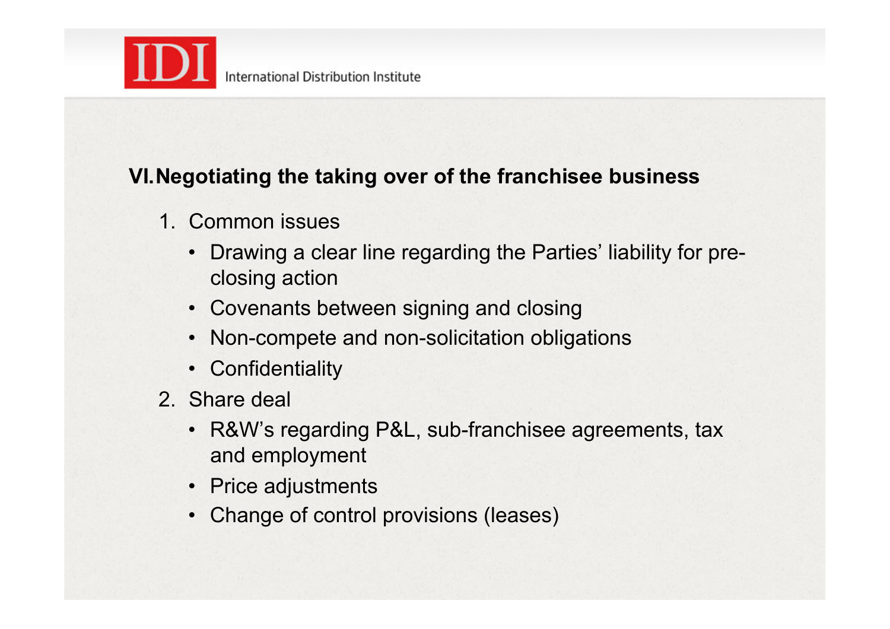## VI. Negotiating the taking over of the franchisee business

1. Common issues
   - Drawing a clear line regarding the Parties' liability for pre-closing action
   - Covenants between signing and closing
   - Non-compete and non-solicitation obligations
   - Confidentiality
2. Share deal
   - R&W's regarding P&L, sub-franchisee agreements, tax and employment
   - Price adjustments
   - Change of control provisions (leases)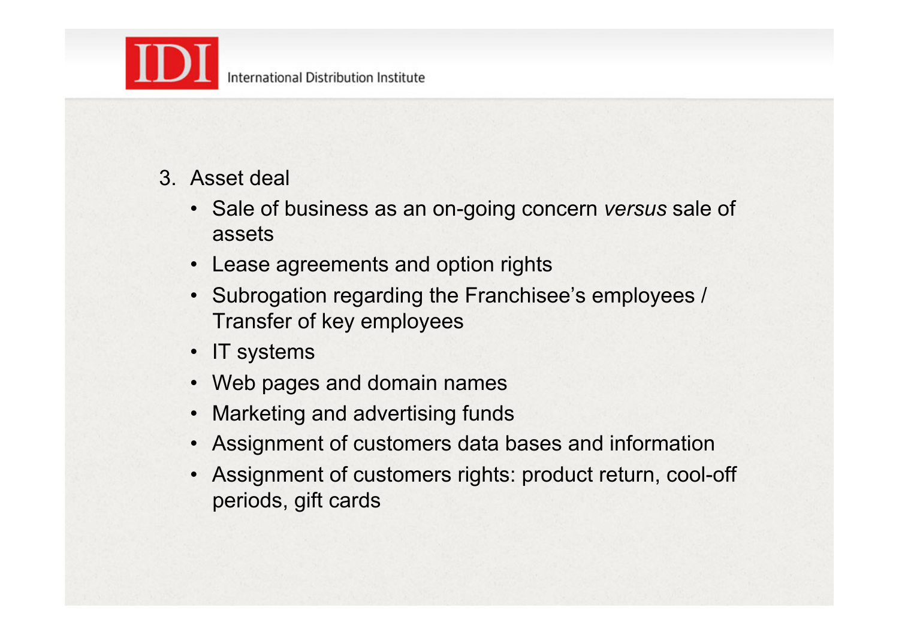3. Asset deal
    - Sale of business as an on-going concern *versus* sale of assets
    - Lease agreements and option rights
    - Subrogation regarding the Franchisee's employees / Transfer of key employees
    - IT systems
    - Web pages and domain names
    - Marketing and advertising funds
    - Assignment of customers data bases and information
    - Assignment of customers rights: product return, cool-off periods, gift cards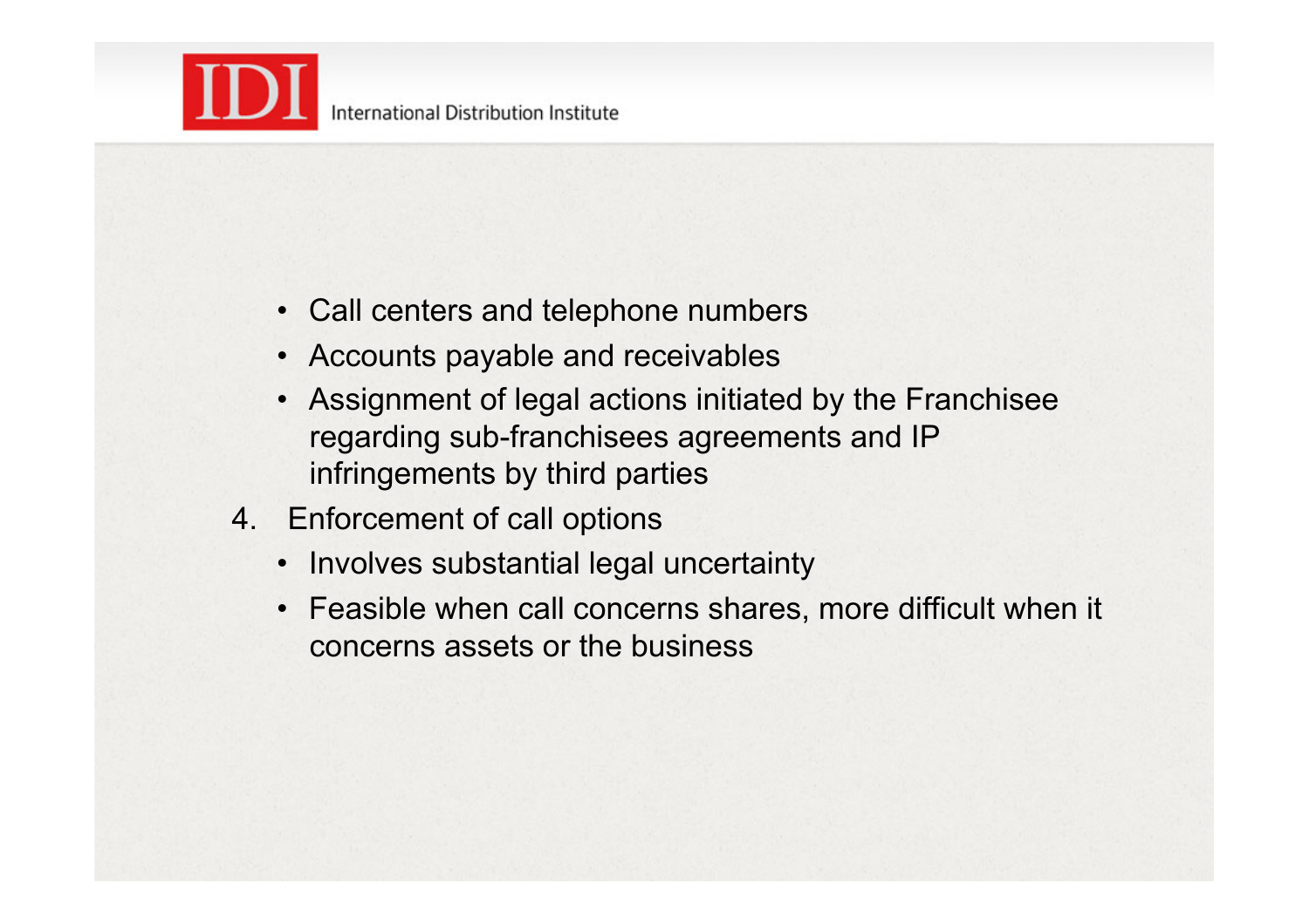- Call centers and telephone numbers
- Accounts payable and receivables
- Assignment of legal actions initiated by the Franchisee regarding sub-franchisees agreements and IP infringements by third parties

4. Enforcement of call options
   - Involves substantial legal uncertainty
   - Feasible when call concerns shares, more difficult when it concerns assets or the business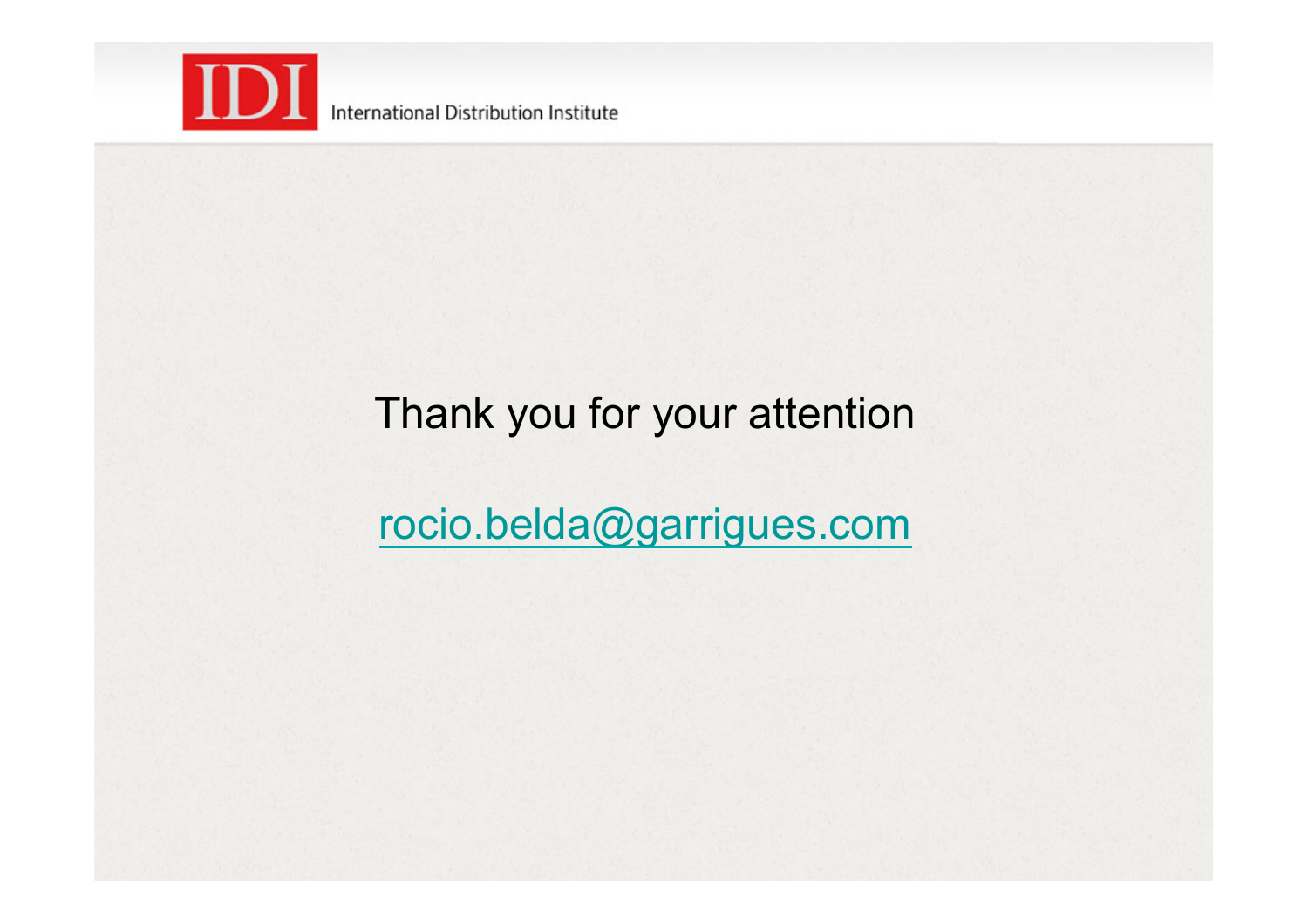Thank you for your attention

rocio.belda@garrigues.com